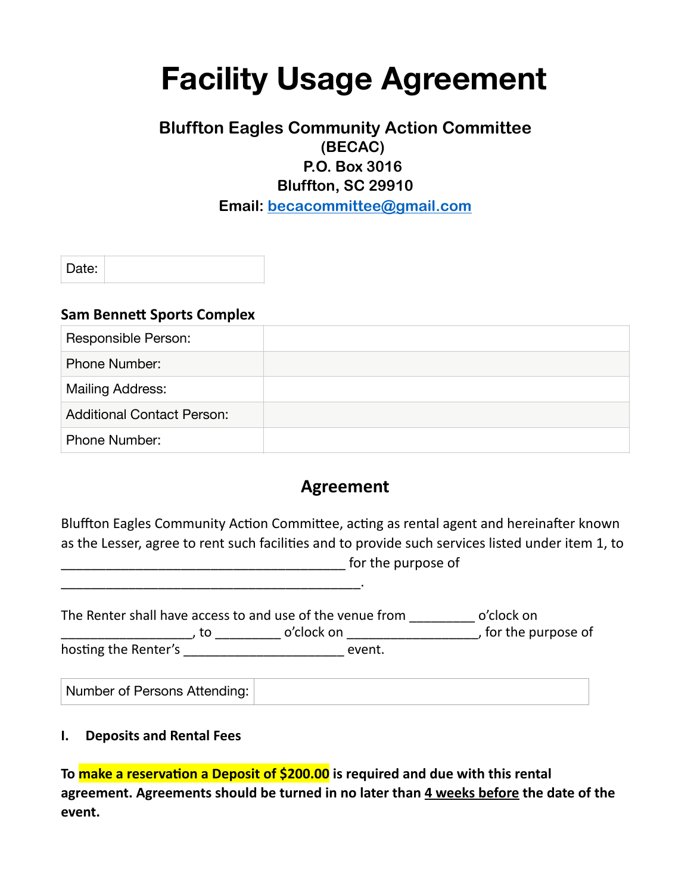# Facility Usage Agreement

**Bluffton Eagles Community Action Committee**
**(BECAC)**
**P.O. Box 3016**
**Bluffton, SC 29910**
**Email: becacommittee@gmail.com**

| Date: | |
|---|---|

**Sam Bennett Sports Complex**

| Responsible Person: | |
|---|---|
| Phone Number: | |
| Mailing Address: | |
| Additional Contact Person: | |
| Phone Number: | |

## Agreement

Bluffton Eagles Community Action Committee, acting as rental agent and hereinafter known as the Lesser, agree to rent such facilities and to provide such services listed under item 1, to _______________________________________ for the purpose of _________________________________________.

The Renter shall have access to and use of the venue from _________ o'clock on __________________, to _________ o'clock on __________________, for the purpose of hosting the Renter's ______________________ event.

| Number of Persons Attending: | |
|---|---|

**I. Deposits and Rental Fees**

**To make a reservation a Deposit of $200.00 is required and due with this rental agreement. Agreements should be turned in no later than 4 weeks before the date of the event.**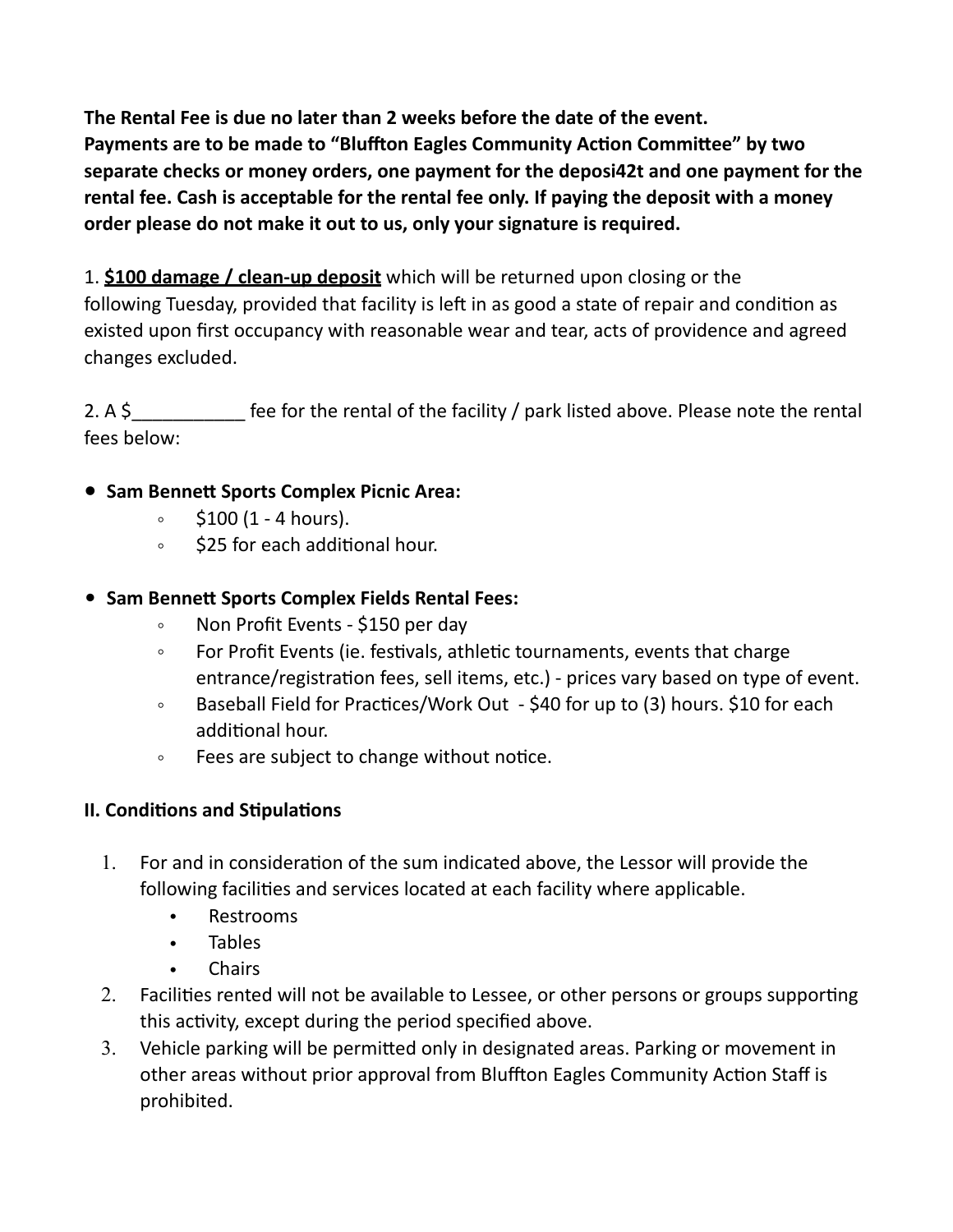**The Rental Fee is due no later than 2 weeks before the date of the event. Payments are to be made to "Bluffton Eagles Community Action Committee" by two separate checks or money orders, one payment for the deposi42t and one payment for the rental fee. Cash is acceptable for the rental fee only. If paying the deposit with a money order please do not make it out to us, only your signature is required.**

1. **<u>$100 damage / clean-up deposit</u>** which will be returned upon closing or the following Tuesday, provided that facility is left in as good a state of repair and condition as existed upon first occupancy with reasonable wear and tear, acts of providence and agreed changes excluded.

2. A $___________ fee for the rental of the facility / park listed above. Please note the rental fees below:

- **Sam Bennett Sports Complex Picnic Area:**
    - $100 (1 - 4 hours).
    - $25 for each additional hour.

- **Sam Bennett Sports Complex Fields Rental Fees:**
    - Non Profit Events - $150 per day
    - For Profit Events (ie. festivals, athletic tournaments, events that charge entrance/registration fees, sell items, etc.) - prices vary based on type of event.
    - Baseball Field for Practices/Work Out - $40 for up to (3) hours. $10 for each additional hour.
    - Fees are subject to change without notice.

### II. Conditions and Stipulations

1. For and in consideration of the sum indicated above, the Lessor will provide the following facilities and services located at each facility where applicable.
    - Restrooms
    - Tables
    - Chairs
2. Facilities rented will not be available to Lessee, or other persons or groups supporting this activity, except during the period specified above.
3. Vehicle parking will be permitted only in designated areas. Parking or movement in other areas without prior approval from Bluffton Eagles Community Action Staff is prohibited.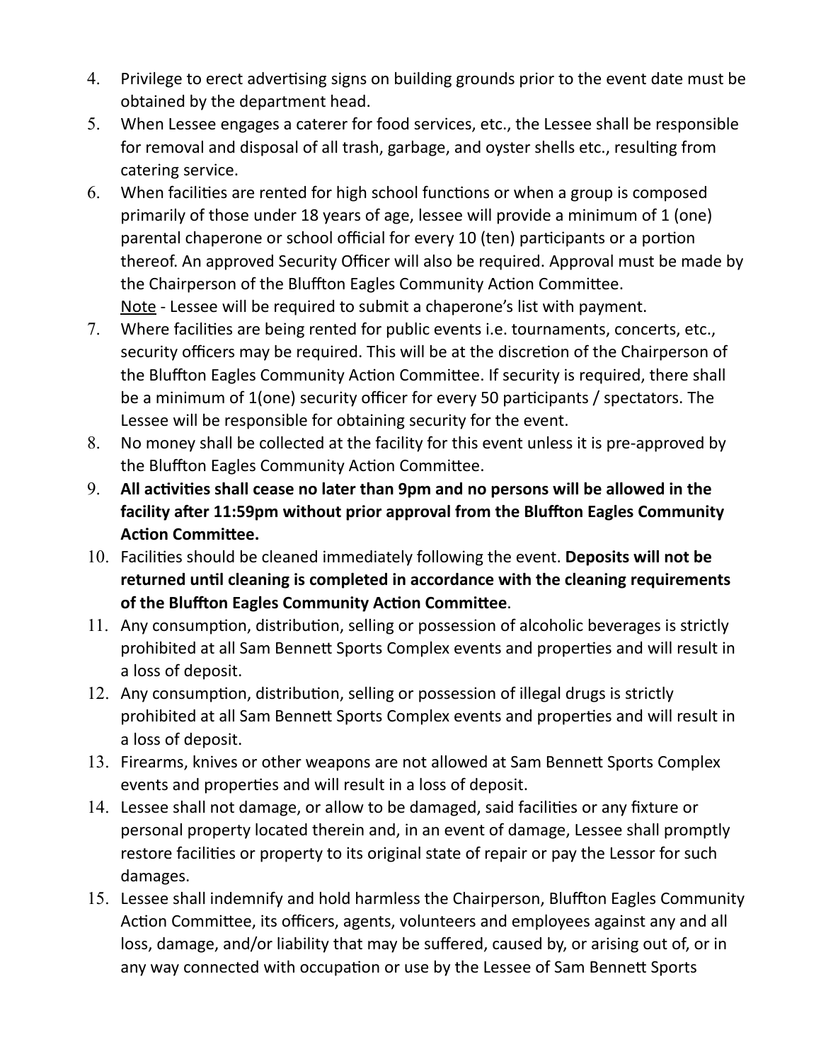4. Privilege to erect advertising signs on building grounds prior to the event date must be obtained by the department head.
5. When Lessee engages a caterer for food services, etc., the Lessee shall be responsible for removal and disposal of all trash, garbage, and oyster shells etc., resulting from catering service.
6. When facilities are rented for high school functions or when a group is composed primarily of those under 18 years of age, lessee will provide a minimum of 1 (one) parental chaperone or school official for every 10 (ten) participants or a portion thereof. An approved Security Officer will also be required. Approval must be made by the Chairperson of the Bluffton Eagles Community Action Committee.
   <u>Note</u> - Lessee will be required to submit a chaperone's list with payment.
7. Where facilities are being rented for public events i.e. tournaments, concerts, etc., security officers may be required. This will be at the discretion of the Chairperson of the Bluffton Eagles Community Action Committee. If security is required, there shall be a minimum of 1(one) security officer for every 50 participants / spectators. The Lessee will be responsible for obtaining security for the event.
8. No money shall be collected at the facility for this event unless it is pre-approved by the Bluffton Eagles Community Action Committee.
9. **All activities shall cease no later than 9pm and no persons will be allowed in the facility after 11:59pm without prior approval from the Bluffton Eagles Community Action Committee.**
10. Facilities should be cleaned immediately following the event. **Deposits will not be returned until cleaning is completed in accordance with the cleaning requirements of the Bluffton Eagles Community Action Committee**.
11. Any consumption, distribution, selling or possession of alcoholic beverages is strictly prohibited at all Sam Bennett Sports Complex events and properties and will result in a loss of deposit.
12. Any consumption, distribution, selling or possession of illegal drugs is strictly prohibited at all Sam Bennett Sports Complex events and properties and will result in a loss of deposit.
13. Firearms, knives or other weapons are not allowed at Sam Bennett Sports Complex events and properties and will result in a loss of deposit.
14. Lessee shall not damage, or allow to be damaged, said facilities or any fixture or personal property located therein and, in an event of damage, Lessee shall promptly restore facilities or property to its original state of repair or pay the Lessor for such damages.
15. Lessee shall indemnify and hold harmless the Chairperson, Bluffton Eagles Community Action Committee, its officers, agents, volunteers and employees against any and all loss, damage, and/or liability that may be suffered, caused by, or arising out of, or in any way connected with occupation or use by the Lessee of Sam Bennett Sports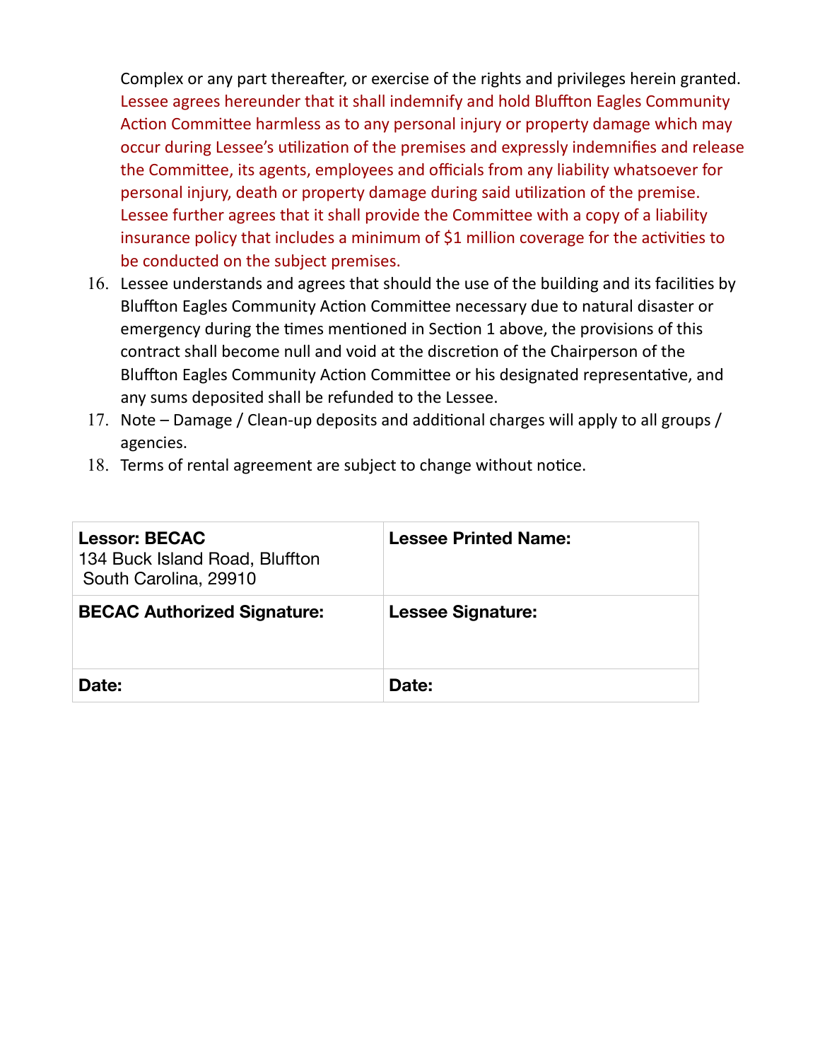Complex or any part thereafter, or exercise of the rights and privileges herein granted. Lessee agrees hereunder that it shall indemnify and hold Bluffton Eagles Community Action Committee harmless as to any personal injury or property damage which may occur during Lessee's utilization of the premises and expressly indemnifies and release the Committee, its agents, employees and officials from any liability whatsoever for personal injury, death or property damage during said utilization of the premise. Lessee further agrees that it shall provide the Committee with a copy of a liability insurance policy that includes a minimum of $1 million coverage for the activities to be conducted on the subject premises.

16. Lessee understands and agrees that should the use of the building and its facilities by Bluffton Eagles Community Action Committee necessary due to natural disaster or emergency during the times mentioned in Section 1 above, the provisions of this contract shall become null and void at the discretion of the Chairperson of the Bluffton Eagles Community Action Committee or his designated representative, and any sums deposited shall be refunded to the Lessee.
17. Note – Damage / Clean-up deposits and additional charges will apply to all groups / agencies.
18. Terms of rental agreement are subject to change without notice.

| | |
|---|---|
| **Lessor: BECAC**<br>134 Buck Island Road, Bluffton<br>South Carolina, 29910 | **Lessee Printed Name:** |
| **BECAC Authorized Signature:** | **Lessee Signature:** |
| **Date:** | **Date:** |